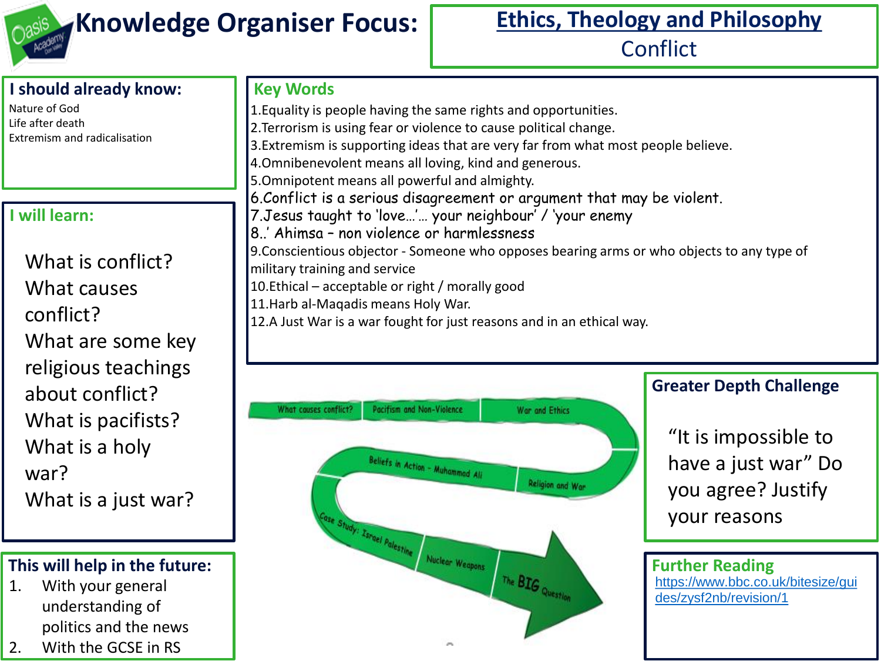# Knowledge Organiser Focus:

## Ethics, Theology and Philosophy
Conflict

### I should already know:
Nature of God
Life after death
Extremism and radicalisation

### I will learn:
What is conflict?
What causes conflict?
What are some key religious teachings about conflict?
What is pacifists?
What is a holy war?
What is a just war?

### This will help in the future:
1. With your general understanding of politics and the news
2. With the GCSE in RS

### Key Words
1.Equality is people having the same rights and opportunities.
2.Terrorism is using fear or violence to cause political change.
3.Extremism is supporting ideas that are very far from what most people believe.
4.Omnibenevolent means all loving, kind and generous.
5.Omnipotent means all powerful and almighty.
6.Conflict is a serious disagreement or argument that may be violent.
7.Jesus taught to 'love…'… your neighbour' / 'your enemy
8..' Ahimsa – non violence or harmlessness
9.Conscientious objector - Someone who opposes bearing arms or who objects to any type of military training and service
10.Ethical – acceptable or right / morally good
11.Harb al-Maqadis means Holy War.
12.A Just War is a war fought for just reasons and in an ethical way.

What causes conflict? → Pacifism and Non-Violence → War and Ethics → Religion and War → Beliefs in Action - Muhammad Ali → Case Study: Israel Palestine → Nuclear Weapons → The BIG Question

### Greater Depth Challenge
"It is impossible to have a just war" Do you agree? Justify your reasons

### Further Reading
https://www.bbc.co.uk/bitesize/guides/zysf2nb/revision/1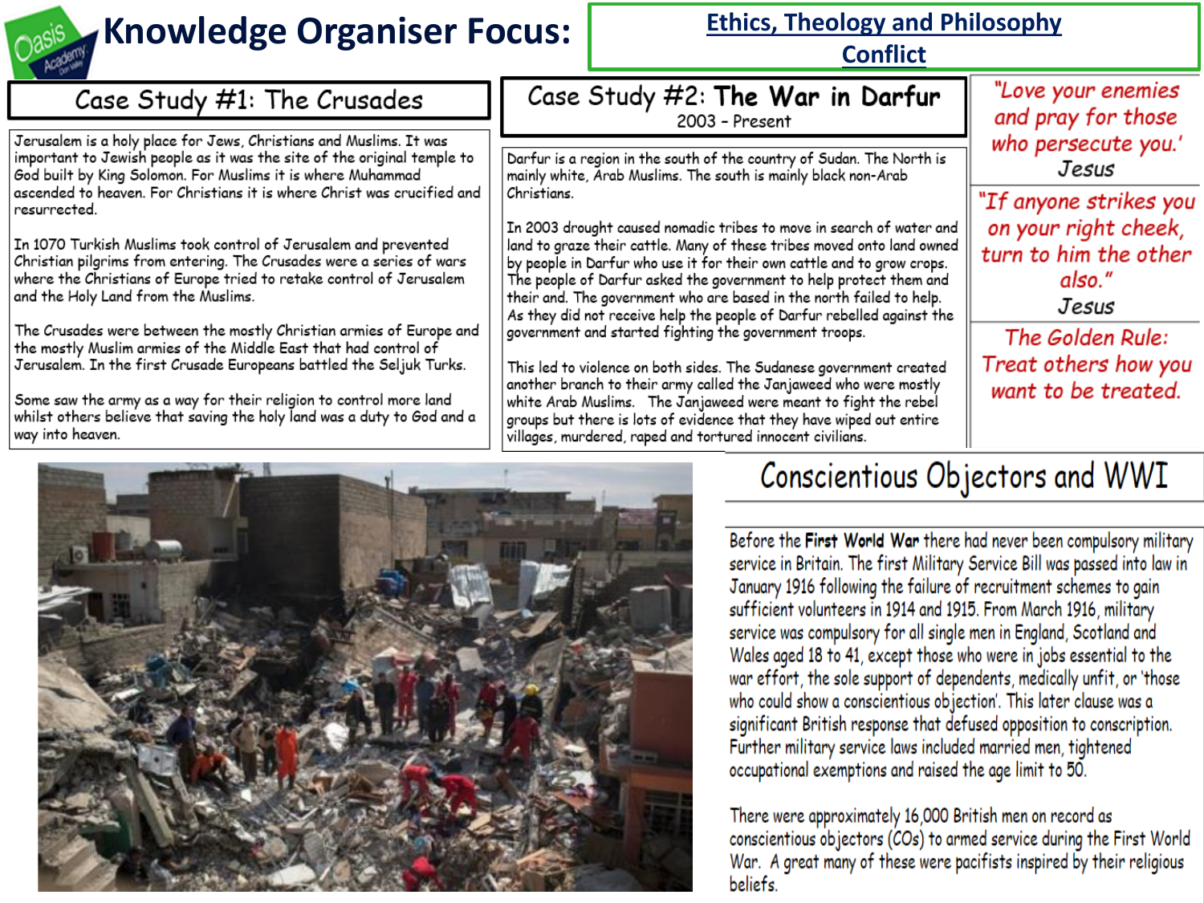# Knowledge Organiser Focus:

**Ethics, Theology and Philosophy**
**Conflict**

## Case Study #1: The Crusades

Jerusalem is a holy place for Jews, Christians and Muslims. It was important to Jewish people as it was the site of the original temple to God built by King Solomon. For Muslims it is where Muhammad ascended to heaven. For Christians it is where Christ was crucified and resurrected.

In 1070 Turkish Muslims took control of Jerusalem and prevented Christian pilgrims from entering. The Crusades were a series of wars where the Christians of Europe tried to retake control of Jerusalem and the Holy Land from the Muslims.

The Crusades were between the mostly Christian armies of Europe and the mostly Muslim armies of the Middle East that had control of Jerusalem. In the first Crusade Europeans battled the Seljuk Turks.

Some saw the army as a way for their religion to control more land whilst others believe that saving the holy land was a duty to God and a way into heaven.

## Case Study #2: The War in Darfur

2003 – Present

Darfur is a region in the south of the country of Sudan. The North is mainly white, Arab Muslims. The south is mainly black non-Arab Christians.

In 2003 drought caused nomadic tribes to move in search of water and land to graze their cattle. Many of these tribes moved onto land owned by people in Darfur who use it for their own cattle and to grow crops. The people of Darfur asked the government to help protect them and their and. The government who are based in the north failed to help. As they did not receive help the people of Darfur rebelled against the government and started fighting the government troops.

This led to violence on both sides. The Sudanese government created another branch to their army called the Janjaweed who were mostly white Arab Muslims. The Janjaweed were meant to fight the rebel groups but there is lots of evidence that they have wiped out entire villages, murdered, raped and tortured innocent civilians.

*"Love your enemies and pray for those who persecute you.'*
Jesus

*"If anyone strikes you on your right cheek, turn to him the other also."*
Jesus

*The Golden Rule: Treat others how you want to be treated.*

## Conscientious Objectors and WWI

Before the **First World War** there had never been compulsory military service in Britain. The first Military Service Bill was passed into law in January 1916 following the failure of recruitment schemes to gain sufficient volunteers in 1914 and 1915. From March 1916, military service was compulsory for all single men in England, Scotland and Wales aged 18 to 41, except those who were in jobs essential to the war effort, the sole support of dependents, medically unfit, or 'those who could show a conscientious objection'. This later clause was a significant British response that defused opposition to conscription. Further military service laws included married men, tightened occupational exemptions and raised the age limit to 50.

There were approximately 16,000 British men on record as conscientious objectors (COs) to armed service during the First World War. A great many of these were pacifists inspired by their religious beliefs.